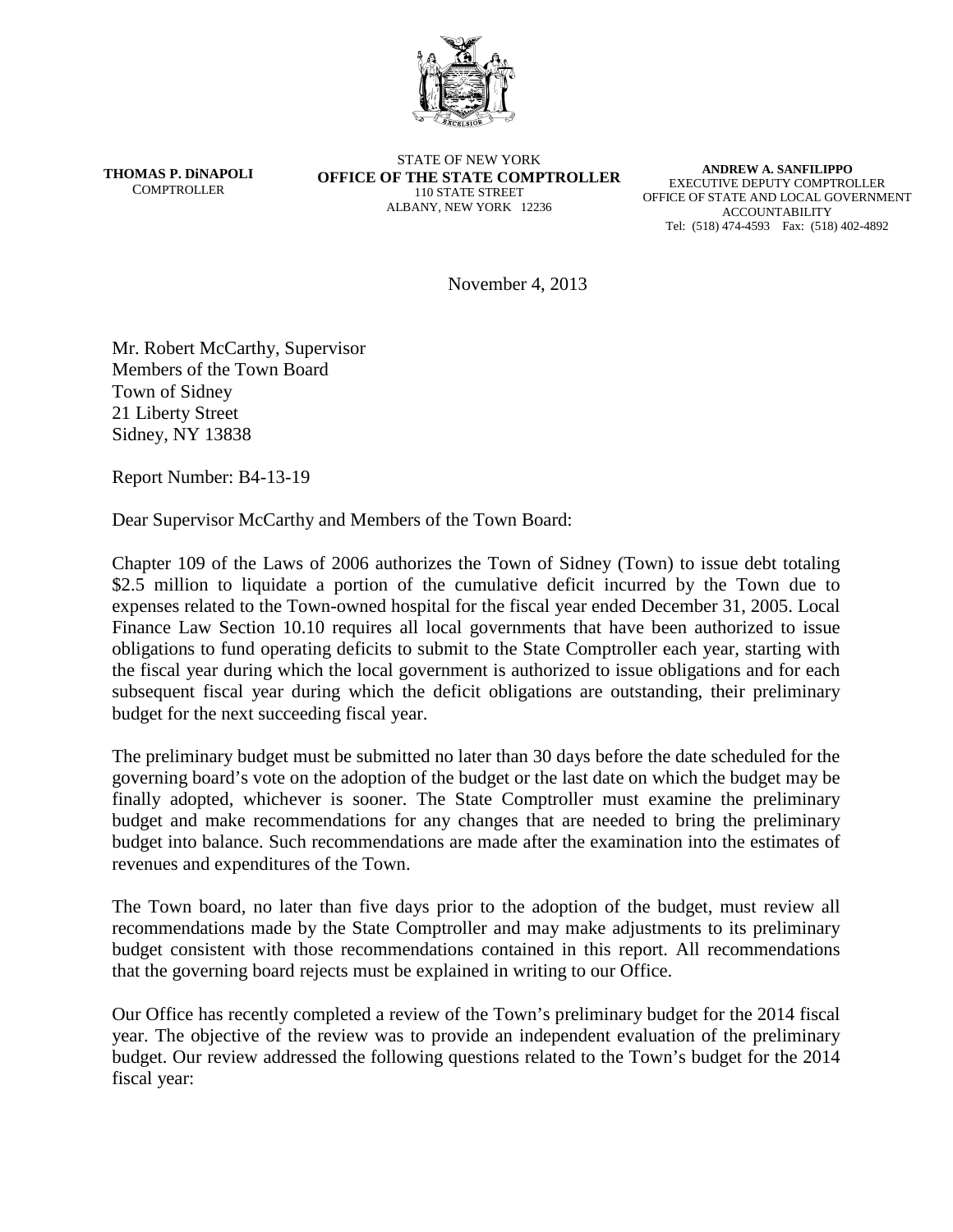**THOMAS P. DiNAPOLI**
COMPTROLLER

STATE OF NEW YORK
**OFFICE OF THE STATE COMPTROLLER**
110 STATE STREET
ALBANY, NEW YORK 12236

**ANDREW A. SANFILIPPO**
EXECUTIVE DEPUTY COMPTROLLER
OFFICE OF STATE AND LOCAL GOVERNMENT ACCOUNTABILITY
Tel: (518) 474-4593 Fax: (518) 402-4892

November 4, 2013

Mr. Robert McCarthy, Supervisor
Members of the Town Board
Town of Sidney
21 Liberty Street
Sidney, NY 13838

Report Number: B4-13-19

Dear Supervisor McCarthy and Members of the Town Board:

Chapter 109 of the Laws of 2006 authorizes the Town of Sidney (Town) to issue debt totaling $2.5 million to liquidate a portion of the cumulative deficit incurred by the Town due to expenses related to the Town-owned hospital for the fiscal year ended December 31, 2005. Local Finance Law Section 10.10 requires all local governments that have been authorized to issue obligations to fund operating deficits to submit to the State Comptroller each year, starting with the fiscal year during which the local government is authorized to issue obligations and for each subsequent fiscal year during which the deficit obligations are outstanding, their preliminary budget for the next succeeding fiscal year.

The preliminary budget must be submitted no later than 30 days before the date scheduled for the governing board's vote on the adoption of the budget or the last date on which the budget may be finally adopted, whichever is sooner. The State Comptroller must examine the preliminary budget and make recommendations for any changes that are needed to bring the preliminary budget into balance. Such recommendations are made after the examination into the estimates of revenues and expenditures of the Town.

The Town board, no later than five days prior to the adoption of the budget, must review all recommendations made by the State Comptroller and may make adjustments to its preliminary budget consistent with those recommendations contained in this report. All recommendations that the governing board rejects must be explained in writing to our Office.

Our Office has recently completed a review of the Town's preliminary budget for the 2014 fiscal year. The objective of the review was to provide an independent evaluation of the preliminary budget. Our review addressed the following questions related to the Town's budget for the 2014 fiscal year: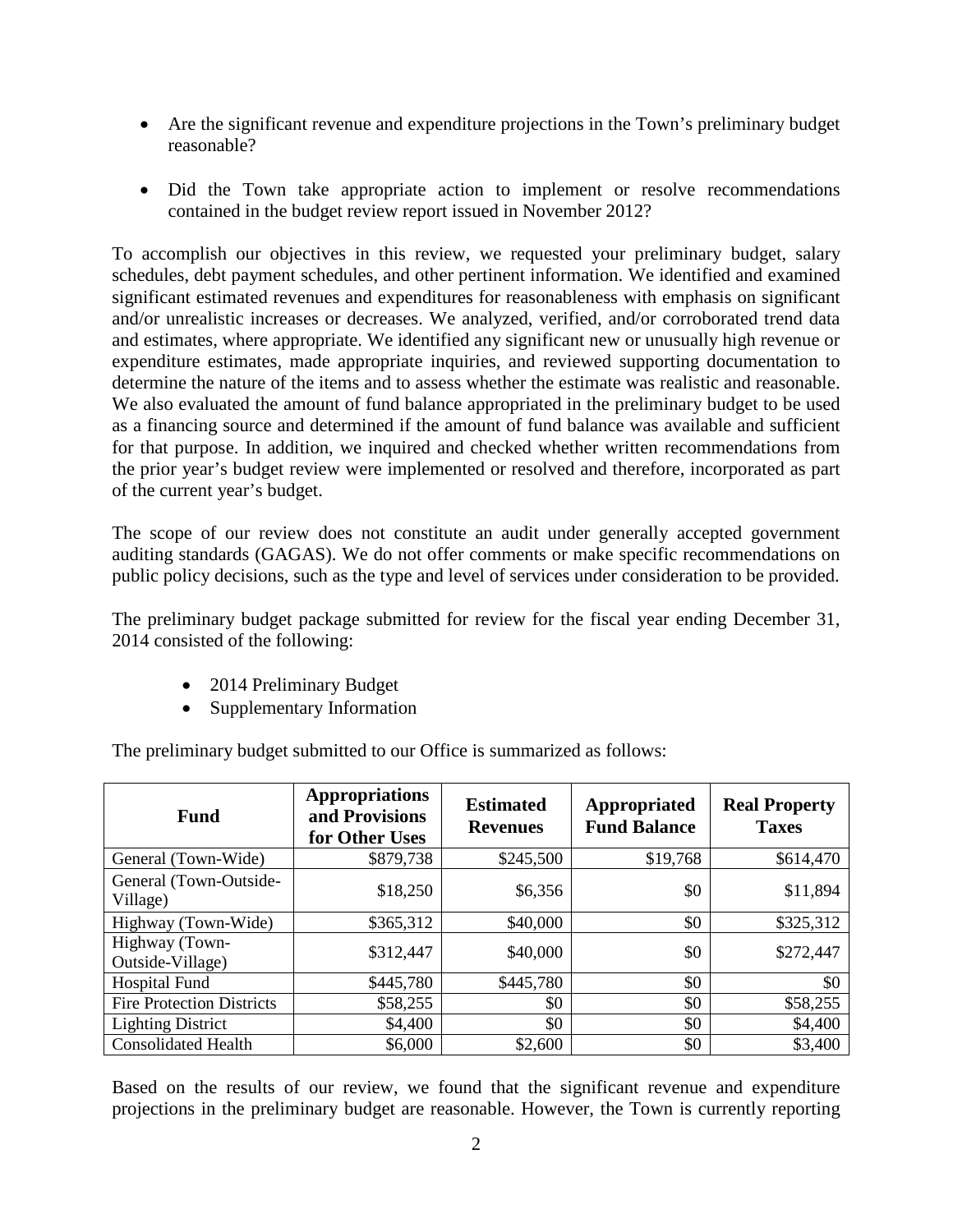- Are the significant revenue and expenditure projections in the Town's preliminary budget reasonable?
- Did the Town take appropriate action to implement or resolve recommendations contained in the budget review report issued in November 2012?

To accomplish our objectives in this review, we requested your preliminary budget, salary schedules, debt payment schedules, and other pertinent information. We identified and examined significant estimated revenues and expenditures for reasonableness with emphasis on significant and/or unrealistic increases or decreases. We analyzed, verified, and/or corroborated trend data and estimates, where appropriate. We identified any significant new or unusually high revenue or expenditure estimates, made appropriate inquiries, and reviewed supporting documentation to determine the nature of the items and to assess whether the estimate was realistic and reasonable. We also evaluated the amount of fund balance appropriated in the preliminary budget to be used as a financing source and determined if the amount of fund balance was available and sufficient for that purpose. In addition, we inquired and checked whether written recommendations from the prior year's budget review were implemented or resolved and therefore, incorporated as part of the current year's budget.

The scope of our review does not constitute an audit under generally accepted government auditing standards (GAGAS). We do not offer comments or make specific recommendations on public policy decisions, such as the type and level of services under consideration to be provided.

The preliminary budget package submitted for review for the fiscal year ending December 31, 2014 consisted of the following:

- 2014 Preliminary Budget
- Supplementary Information

The preliminary budget submitted to our Office is summarized as follows:

| Fund | Appropriations and Provisions for Other Uses | Estimated Revenues | Appropriated Fund Balance | Real Property Taxes |
|---|---|---|---|---|
| General (Town-Wide) | $879,738 | $245,500 | $19,768 | $614,470 |
| General (Town-Outside-Village) | $18,250 | $6,356 | $0 | $11,894 |
| Highway (Town-Wide) | $365,312 | $40,000 | $0 | $325,312 |
| Highway (Town-Outside-Village) | $312,447 | $40,000 | $0 | $272,447 |
| Hospital Fund | $445,780 | $445,780 | $0 | $0 |
| Fire Protection Districts | $58,255 | $0 | $0 | $58,255 |
| Lighting District | $4,400 | $0 | $0 | $4,400 |
| Consolidated Health | $6,000 | $2,600 | $0 | $3,400 |

Based on the results of our review, we found that the significant revenue and expenditure projections in the preliminary budget are reasonable. However, the Town is currently reporting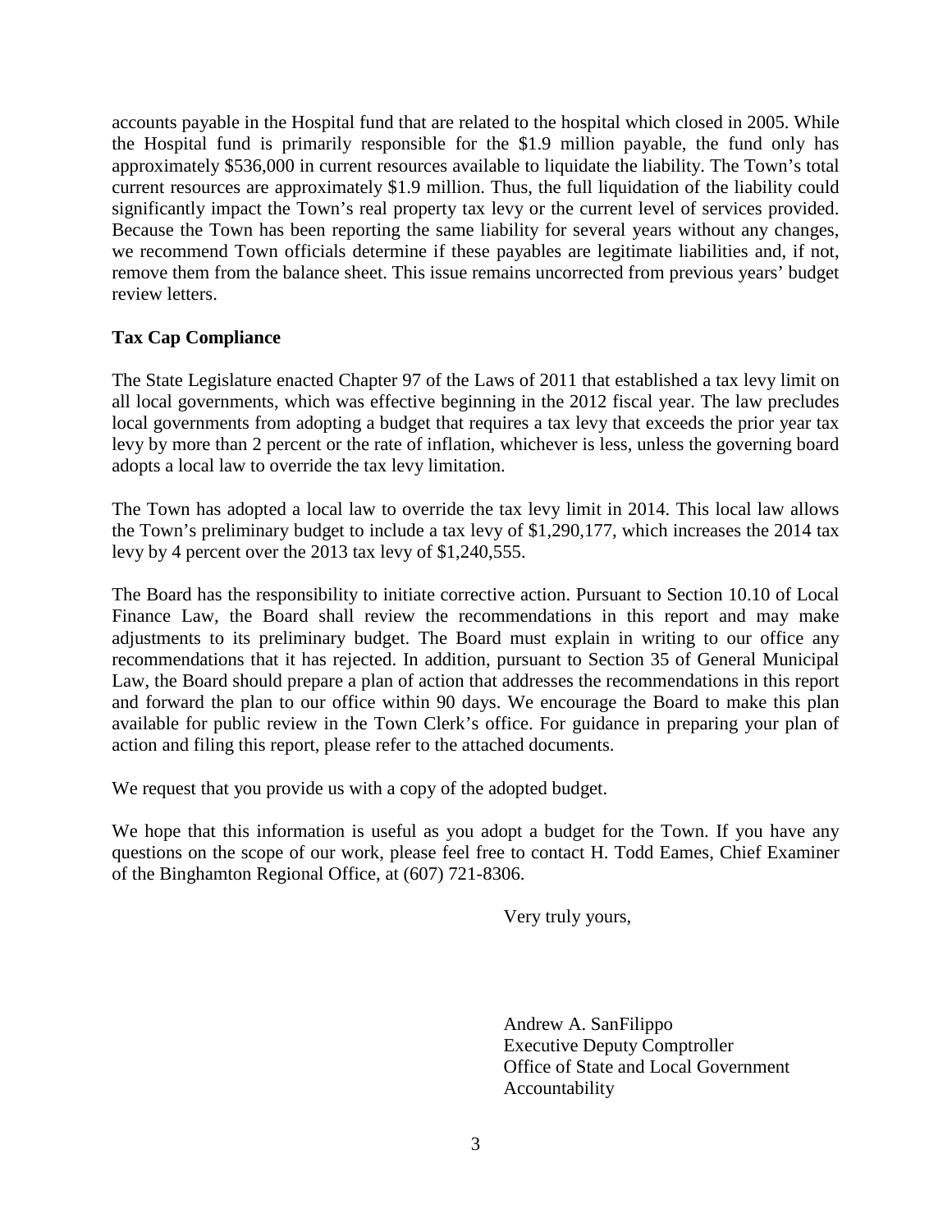accounts payable in the Hospital fund that are related to the hospital which closed in 2005. While the Hospital fund is primarily responsible for the $1.9 million payable, the fund only has approximately $536,000 in current resources available to liquidate the liability. The Town's total current resources are approximately $1.9 million. Thus, the full liquidation of the liability could significantly impact the Town's real property tax levy or the current level of services provided. Because the Town has been reporting the same liability for several years without any changes, we recommend Town officials determine if these payables are legitimate liabilities and, if not, remove them from the balance sheet. This issue remains uncorrected from previous years' budget review letters.

**Tax Cap Compliance**

The State Legislature enacted Chapter 97 of the Laws of 2011 that established a tax levy limit on all local governments, which was effective beginning in the 2012 fiscal year. The law precludes local governments from adopting a budget that requires a tax levy that exceeds the prior year tax levy by more than 2 percent or the rate of inflation, whichever is less, unless the governing board adopts a local law to override the tax levy limitation.

The Town has adopted a local law to override the tax levy limit in 2014. This local law allows the Town's preliminary budget to include a tax levy of $1,290,177, which increases the 2014 tax levy by 4 percent over the 2013 tax levy of $1,240,555.

The Board has the responsibility to initiate corrective action. Pursuant to Section 10.10 of Local Finance Law, the Board shall review the recommendations in this report and may make adjustments to its preliminary budget. The Board must explain in writing to our office any recommendations that it has rejected. In addition, pursuant to Section 35 of General Municipal Law, the Board should prepare a plan of action that addresses the recommendations in this report and forward the plan to our office within 90 days. We encourage the Board to make this plan available for public review in the Town Clerk's office. For guidance in preparing your plan of action and filing this report, please refer to the attached documents.

We request that you provide us with a copy of the adopted budget.

We hope that this information is useful as you adopt a budget for the Town. If you have any questions on the scope of our work, please feel free to contact H. Todd Eames, Chief Examiner of the Binghamton Regional Office, at (607) 721-8306.

Very truly yours,

Andrew A. SanFilippo
Executive Deputy Comptroller
Office of State and Local Government Accountability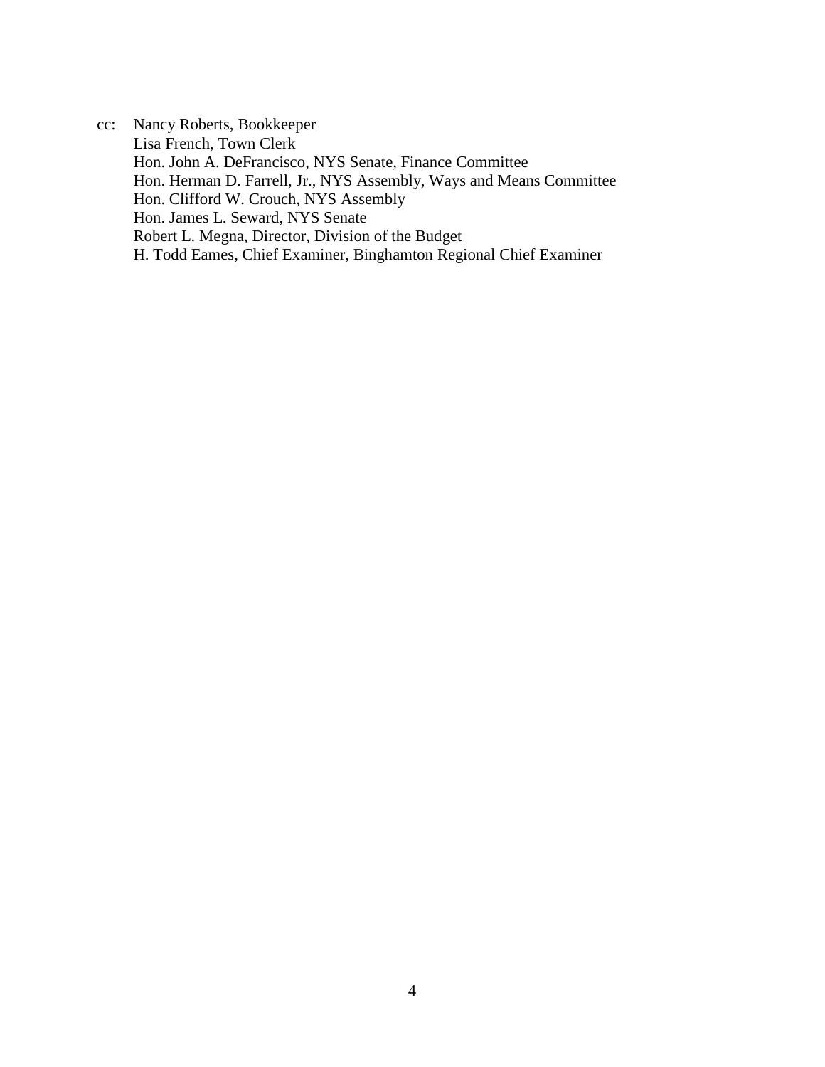cc: Nancy Roberts, Bookkeeper
Lisa French, Town Clerk
Hon. John A. DeFrancisco, NYS Senate, Finance Committee
Hon. Herman D. Farrell, Jr., NYS Assembly, Ways and Means Committee
Hon. Clifford W. Crouch, NYS Assembly
Hon. James L. Seward, NYS Senate
Robert L. Megna, Director, Division of the Budget
H. Todd Eames, Chief Examiner, Binghamton Regional Chief Examiner